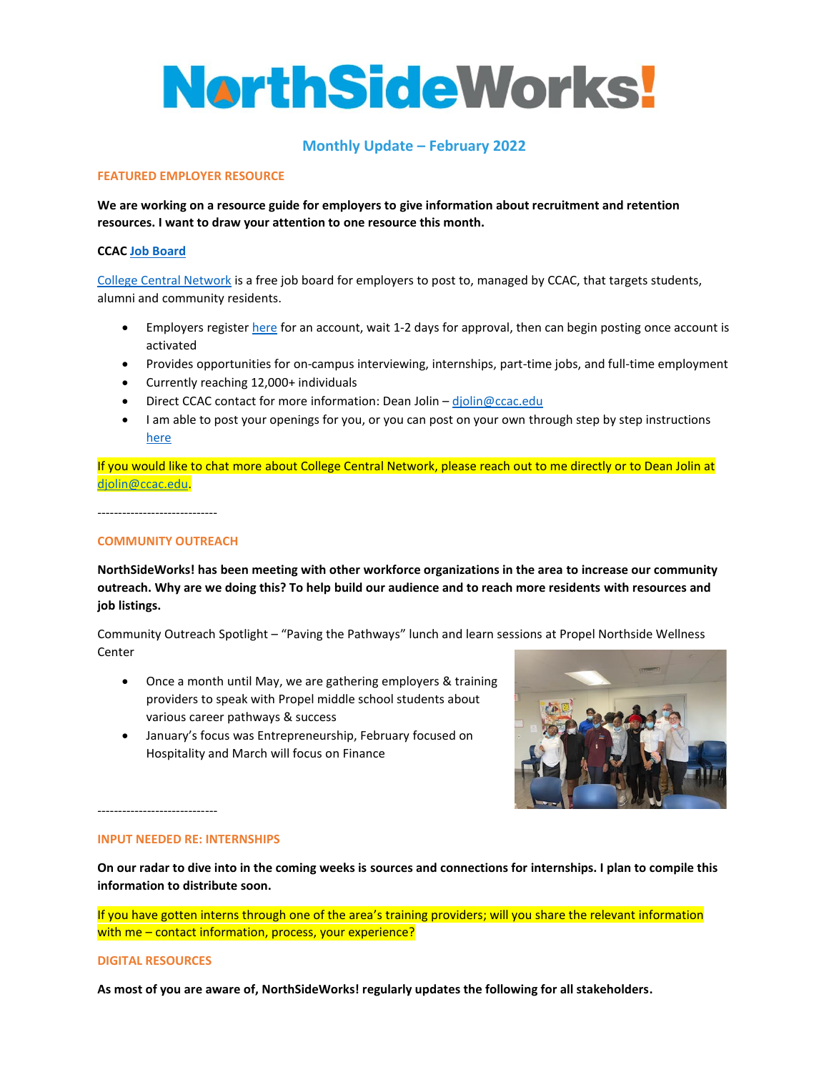# NorthSideWorks!

## Monthly Update – February 2022

### FEATURED EMPLOYER RESOURCE

**We are working on a resource guide for employers to give information about recruitment and retention resources. I want to draw your attention to one resource this month.**

**CCAC Job Board**

College Central Network is a free job board for employers to post to, managed by CCAC, that targets students, alumni and community residents.

- Employers register here for an account, wait 1-2 days for approval, then can begin posting once account is activated
- Provides opportunities for on-campus interviewing, internships, part-time jobs, and full-time employment
- Currently reaching 12,000+ individuals
- Direct CCAC contact for more information: Dean Jolin – djolin@ccac.edu
- I am able to post your openings for you, or you can post on your own through step by step instructions here

If you would like to chat more about College Central Network, please reach out to me directly or to Dean Jolin at djolin@ccac.edu.

-----------------------------

### COMMUNITY OUTREACH

**NorthSideWorks! has been meeting with other workforce organizations in the area to increase our community outreach. Why are we doing this? To help build our audience and to reach more residents with resources and job listings.**

Community Outreach Spotlight – "Paving the Pathways" lunch and learn sessions at Propel Northside Wellness Center

- Once a month until May, we are gathering employers & training providers to speak with Propel middle school students about various career pathways & success
- January's focus was Entrepreneurship, February focused on Hospitality and March will focus on Finance

-----------------------------

### INPUT NEEDED RE: INTERNSHIPS

**On our radar to dive into in the coming weeks is sources and connections for internships. I plan to compile this information to distribute soon.**

If you have gotten interns through one of the area's training providers; will you share the relevant information with me – contact information, process, your experience?

### DIGITAL RESOURCES

**As most of you are aware of, NorthSideWorks! regularly updates the following for all stakeholders.**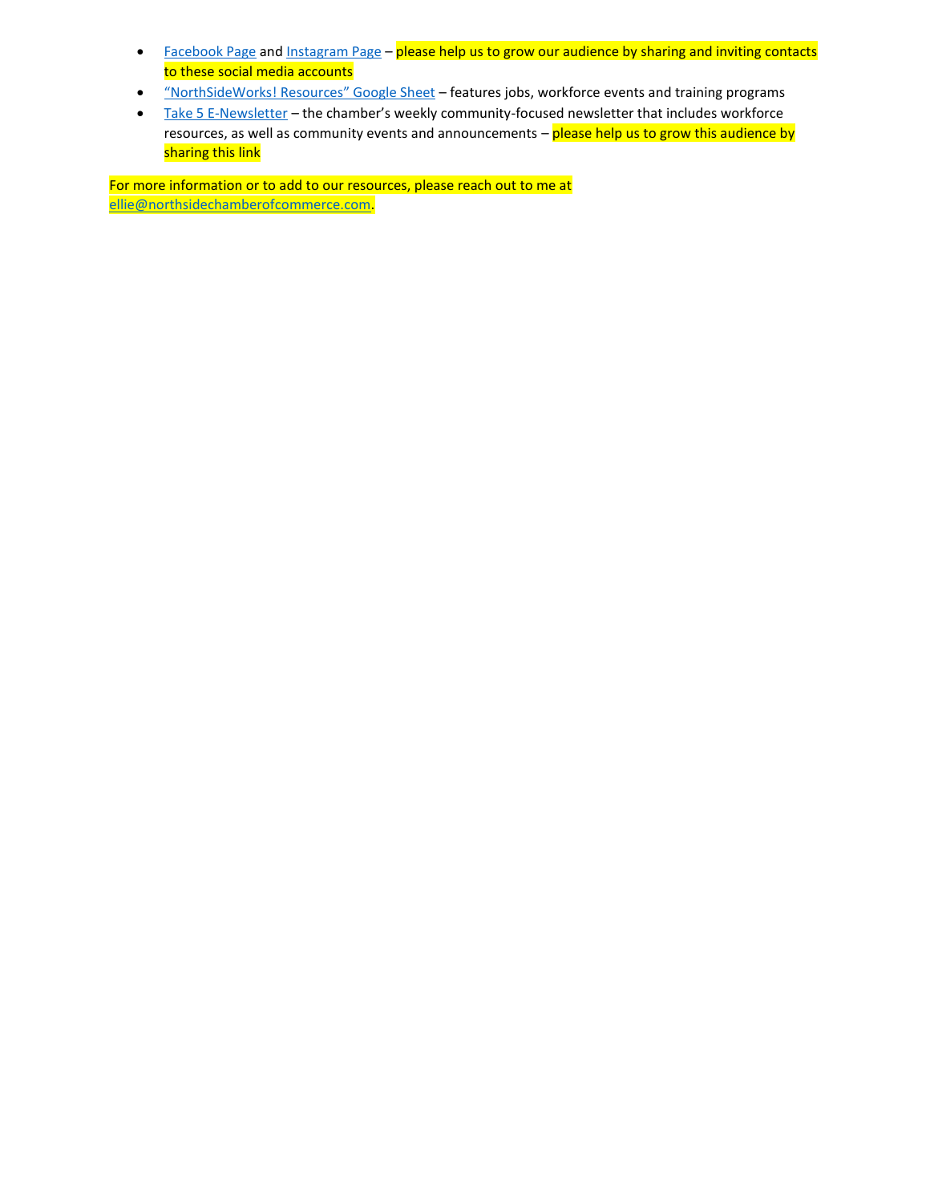- Facebook Page and Instagram Page – please help us to grow our audience by sharing and inviting contacts to these social media accounts
- "NorthSideWorks! Resources" Google Sheet – features jobs, workforce events and training programs
- Take 5 E-Newsletter – the chamber's weekly community-focused newsletter that includes workforce resources, as well as community events and announcements – please help us to grow this audience by sharing this link

For more information or to add to our resources, please reach out to me at ellie@northsidechamberofcommerce.com.